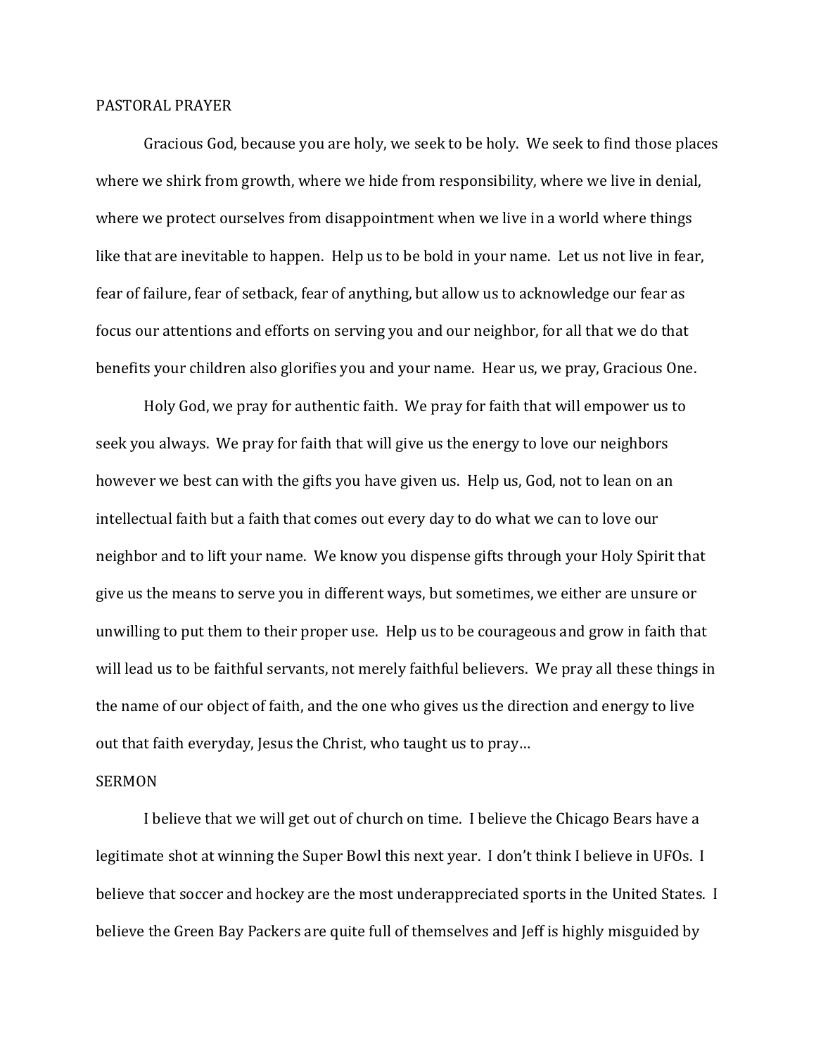PASTORAL PRAYER

Gracious God, because you are holy, we seek to be holy. We seek to find those places where we shirk from growth, where we hide from responsibility, where we live in denial, where we protect ourselves from disappointment when we live in a world where things like that are inevitable to happen. Help us to be bold in your name. Let us not live in fear, fear of failure, fear of setback, fear of anything, but allow us to acknowledge our fear as focus our attentions and efforts on serving you and our neighbor, for all that we do that benefits your children also glorifies you and your name. Hear us, we pray, Gracious One.

Holy God, we pray for authentic faith. We pray for faith that will empower us to seek you always. We pray for faith that will give us the energy to love our neighbors however we best can with the gifts you have given us. Help us, God, not to lean on an intellectual faith but a faith that comes out every day to do what we can to love our neighbor and to lift your name. We know you dispense gifts through your Holy Spirit that give us the means to serve you in different ways, but sometimes, we either are unsure or unwilling to put them to their proper use. Help us to be courageous and grow in faith that will lead us to be faithful servants, not merely faithful believers. We pray all these things in the name of our object of faith, and the one who gives us the direction and energy to live out that faith everyday, Jesus the Christ, who taught us to pray…

SERMON

I believe that we will get out of church on time. I believe the Chicago Bears have a legitimate shot at winning the Super Bowl this next year. I don't think I believe in UFOs. I believe that soccer and hockey are the most underappreciated sports in the United States. I believe the Green Bay Packers are quite full of themselves and Jeff is highly misguided by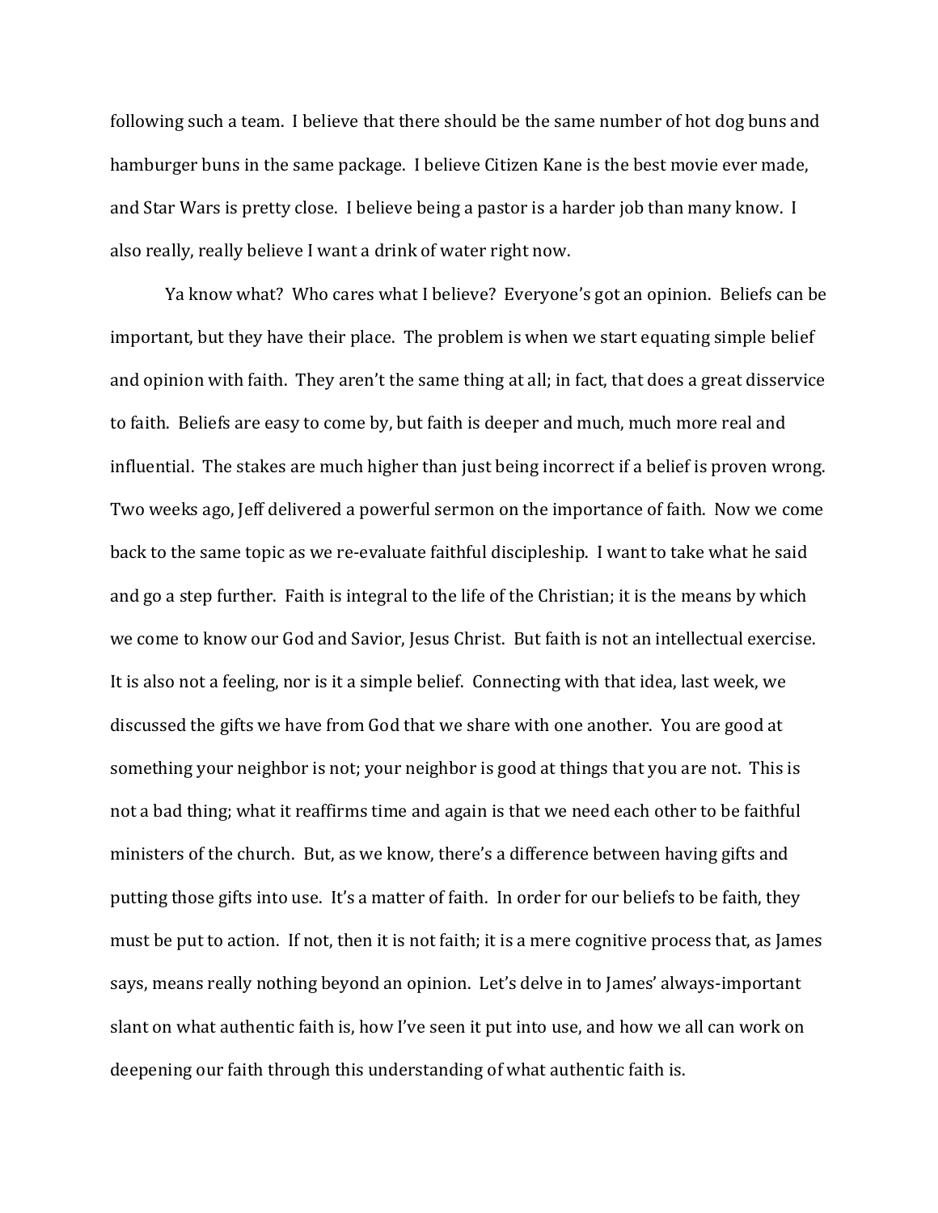following such a team. I believe that there should be the same number of hot dog buns and hamburger buns in the same package. I believe Citizen Kane is the best movie ever made, and Star Wars is pretty close. I believe being a pastor is a harder job than many know. I also really, really believe I want a drink of water right now.

Ya know what? Who cares what I believe? Everyone's got an opinion. Beliefs can be important, but they have their place. The problem is when we start equating simple belief and opinion with faith. They aren't the same thing at all; in fact, that does a great disservice to faith. Beliefs are easy to come by, but faith is deeper and much, much more real and influential. The stakes are much higher than just being incorrect if a belief is proven wrong. Two weeks ago, Jeff delivered a powerful sermon on the importance of faith. Now we come back to the same topic as we re-evaluate faithful discipleship. I want to take what he said and go a step further. Faith is integral to the life of the Christian; it is the means by which we come to know our God and Savior, Jesus Christ. But faith is not an intellectual exercise. It is also not a feeling, nor is it a simple belief. Connecting with that idea, last week, we discussed the gifts we have from God that we share with one another. You are good at something your neighbor is not; your neighbor is good at things that you are not. This is not a bad thing; what it reaffirms time and again is that we need each other to be faithful ministers of the church. But, as we know, there's a difference between having gifts and putting those gifts into use. It's a matter of faith. In order for our beliefs to be faith, they must be put to action. If not, then it is not faith; it is a mere cognitive process that, as James says, means really nothing beyond an opinion. Let's delve in to James' always-important slant on what authentic faith is, how I've seen it put into use, and how we all can work on deepening our faith through this understanding of what authentic faith is.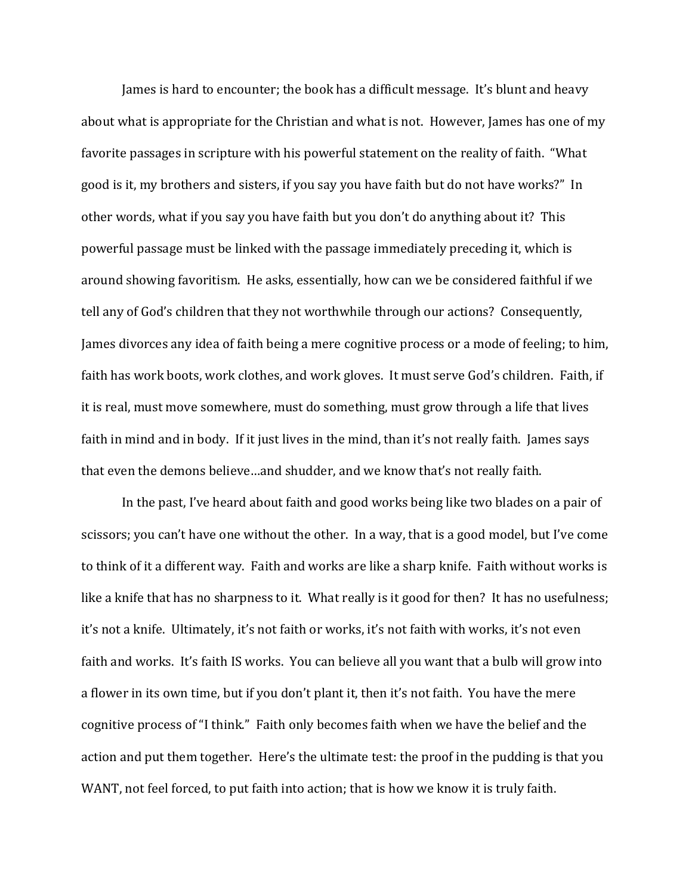James is hard to encounter; the book has a difficult message. It's blunt and heavy about what is appropriate for the Christian and what is not. However, James has one of my favorite passages in scripture with his powerful statement on the reality of faith. "What good is it, my brothers and sisters, if you say you have faith but do not have works?" In other words, what if you say you have faith but you don't do anything about it? This powerful passage must be linked with the passage immediately preceding it, which is around showing favoritism. He asks, essentially, how can we be considered faithful if we tell any of God's children that they not worthwhile through our actions? Consequently, James divorces any idea of faith being a mere cognitive process or a mode of feeling; to him, faith has work boots, work clothes, and work gloves. It must serve God's children. Faith, if it is real, must move somewhere, must do something, must grow through a life that lives faith in mind and in body. If it just lives in the mind, than it's not really faith. James says that even the demons believe…and shudder, and we know that's not really faith.

In the past, I've heard about faith and good works being like two blades on a pair of scissors; you can't have one without the other. In a way, that is a good model, but I've come to think of it a different way. Faith and works are like a sharp knife. Faith without works is like a knife that has no sharpness to it. What really is it good for then? It has no usefulness; it's not a knife. Ultimately, it's not faith or works, it's not faith with works, it's not even faith and works. It's faith IS works. You can believe all you want that a bulb will grow into a flower in its own time, but if you don't plant it, then it's not faith. You have the mere cognitive process of "I think." Faith only becomes faith when we have the belief and the action and put them together. Here's the ultimate test: the proof in the pudding is that you WANT, not feel forced, to put faith into action; that is how we know it is truly faith.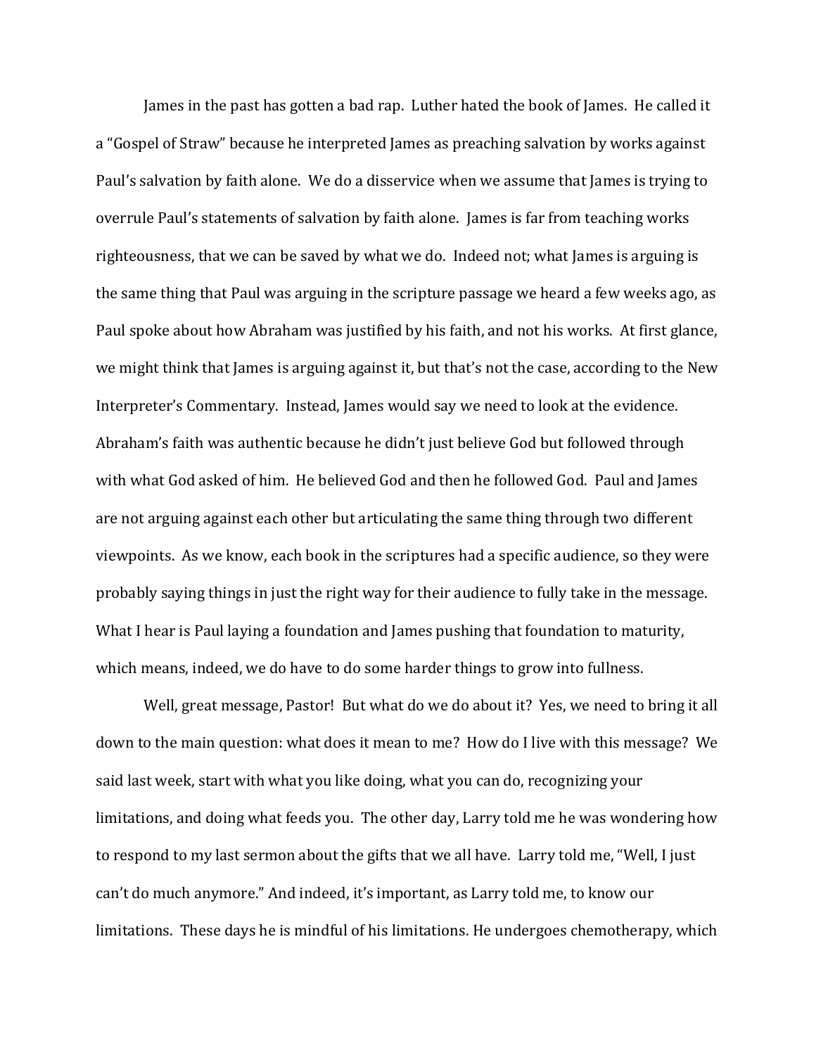James in the past has gotten a bad rap. Luther hated the book of James. He called it a "Gospel of Straw" because he interpreted James as preaching salvation by works against Paul's salvation by faith alone. We do a disservice when we assume that James is trying to overrule Paul's statements of salvation by faith alone. James is far from teaching works righteousness, that we can be saved by what we do. Indeed not; what James is arguing is the same thing that Paul was arguing in the scripture passage we heard a few weeks ago, as Paul spoke about how Abraham was justified by his faith, and not his works. At first glance, we might think that James is arguing against it, but that's not the case, according to the New Interpreter's Commentary. Instead, James would say we need to look at the evidence. Abraham's faith was authentic because he didn't just believe God but followed through with what God asked of him. He believed God and then he followed God. Paul and James are not arguing against each other but articulating the same thing through two different viewpoints. As we know, each book in the scriptures had a specific audience, so they were probably saying things in just the right way for their audience to fully take in the message. What I hear is Paul laying a foundation and James pushing that foundation to maturity, which means, indeed, we do have to do some harder things to grow into fullness.

Well, great message, Pastor! But what do we do about it? Yes, we need to bring it all down to the main question: what does it mean to me? How do I live with this message? We said last week, start with what you like doing, what you can do, recognizing your limitations, and doing what feeds you. The other day, Larry told me he was wondering how to respond to my last sermon about the gifts that we all have. Larry told me, "Well, I just can't do much anymore." And indeed, it's important, as Larry told me, to know our limitations. These days he is mindful of his limitations. He undergoes chemotherapy, which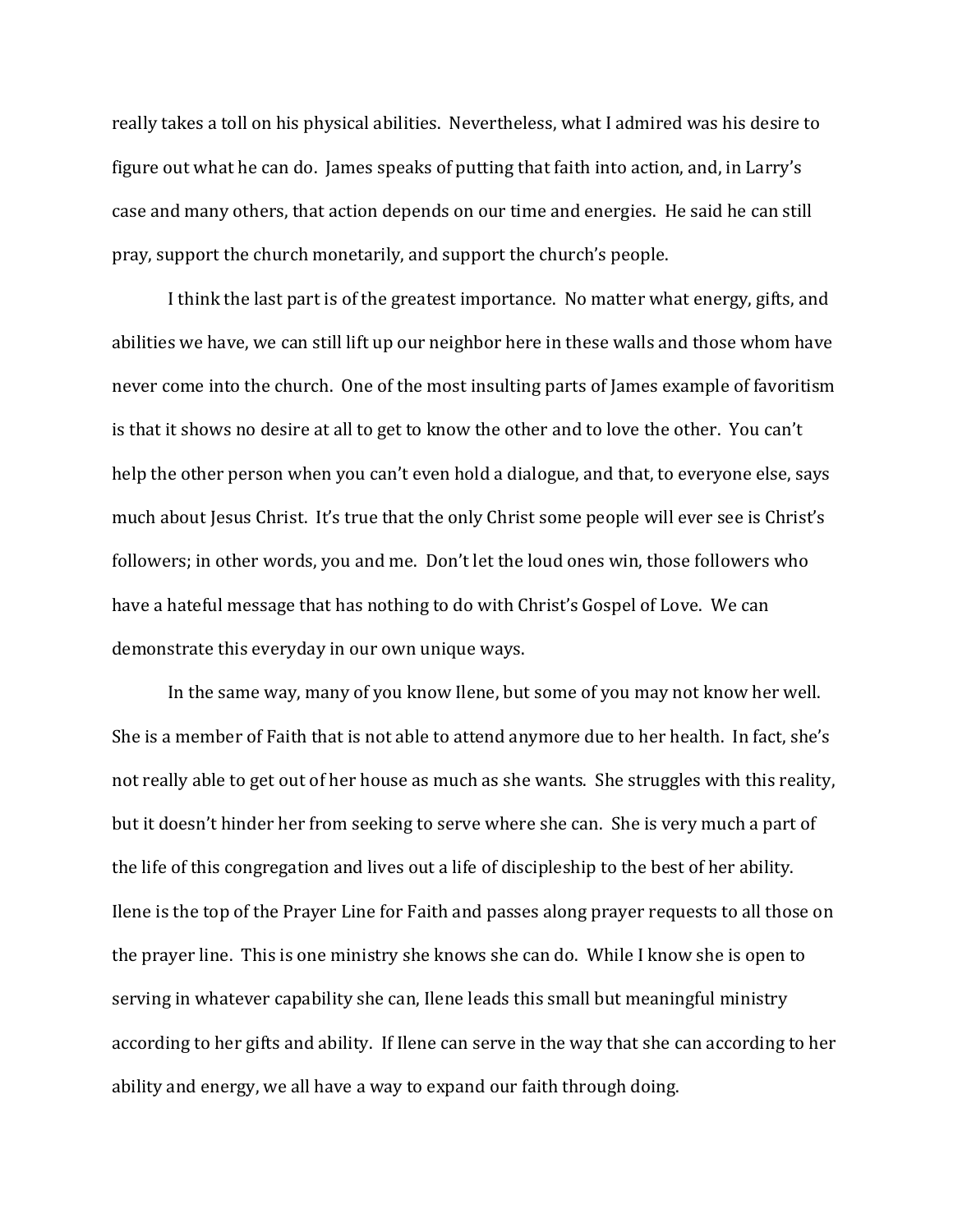really takes a toll on his physical abilities. Nevertheless, what I admired was his desire to figure out what he can do. James speaks of putting that faith into action, and, in Larry's case and many others, that action depends on our time and energies. He said he can still pray, support the church monetarily, and support the church's people.

I think the last part is of the greatest importance. No matter what energy, gifts, and abilities we have, we can still lift up our neighbor here in these walls and those whom have never come into the church. One of the most insulting parts of James example of favoritism is that it shows no desire at all to get to know the other and to love the other. You can't help the other person when you can't even hold a dialogue, and that, to everyone else, says much about Jesus Christ. It's true that the only Christ some people will ever see is Christ's followers; in other words, you and me. Don't let the loud ones win, those followers who have a hateful message that has nothing to do with Christ's Gospel of Love. We can demonstrate this everyday in our own unique ways.

In the same way, many of you know Ilene, but some of you may not know her well. She is a member of Faith that is not able to attend anymore due to her health. In fact, she's not really able to get out of her house as much as she wants. She struggles with this reality, but it doesn't hinder her from seeking to serve where she can. She is very much a part of the life of this congregation and lives out a life of discipleship to the best of her ability. Ilene is the top of the Prayer Line for Faith and passes along prayer requests to all those on the prayer line. This is one ministry she knows she can do. While I know she is open to serving in whatever capability she can, Ilene leads this small but meaningful ministry according to her gifts and ability. If Ilene can serve in the way that she can according to her ability and energy, we all have a way to expand our faith through doing.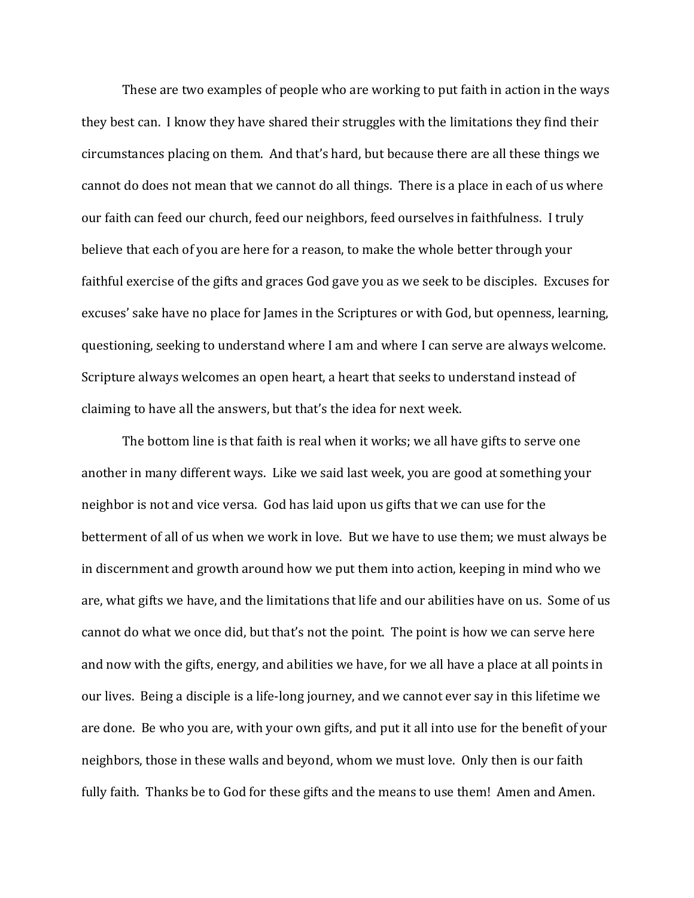These are two examples of people who are working to put faith in action in the ways they best can. I know they have shared their struggles with the limitations they find their circumstances placing on them. And that's hard, but because there are all these things we cannot do does not mean that we cannot do all things. There is a place in each of us where our faith can feed our church, feed our neighbors, feed ourselves in faithfulness. I truly believe that each of you are here for a reason, to make the whole better through your faithful exercise of the gifts and graces God gave you as we seek to be disciples. Excuses for excuses' sake have no place for James in the Scriptures or with God, but openness, learning, questioning, seeking to understand where I am and where I can serve are always welcome. Scripture always welcomes an open heart, a heart that seeks to understand instead of claiming to have all the answers, but that's the idea for next week.

The bottom line is that faith is real when it works; we all have gifts to serve one another in many different ways. Like we said last week, you are good at something your neighbor is not and vice versa. God has laid upon us gifts that we can use for the betterment of all of us when we work in love. But we have to use them; we must always be in discernment and growth around how we put them into action, keeping in mind who we are, what gifts we have, and the limitations that life and our abilities have on us. Some of us cannot do what we once did, but that's not the point. The point is how we can serve here and now with the gifts, energy, and abilities we have, for we all have a place at all points in our lives. Being a disciple is a life-long journey, and we cannot ever say in this lifetime we are done. Be who you are, with your own gifts, and put it all into use for the benefit of your neighbors, those in these walls and beyond, whom we must love. Only then is our faith fully faith. Thanks be to God for these gifts and the means to use them! Amen and Amen.